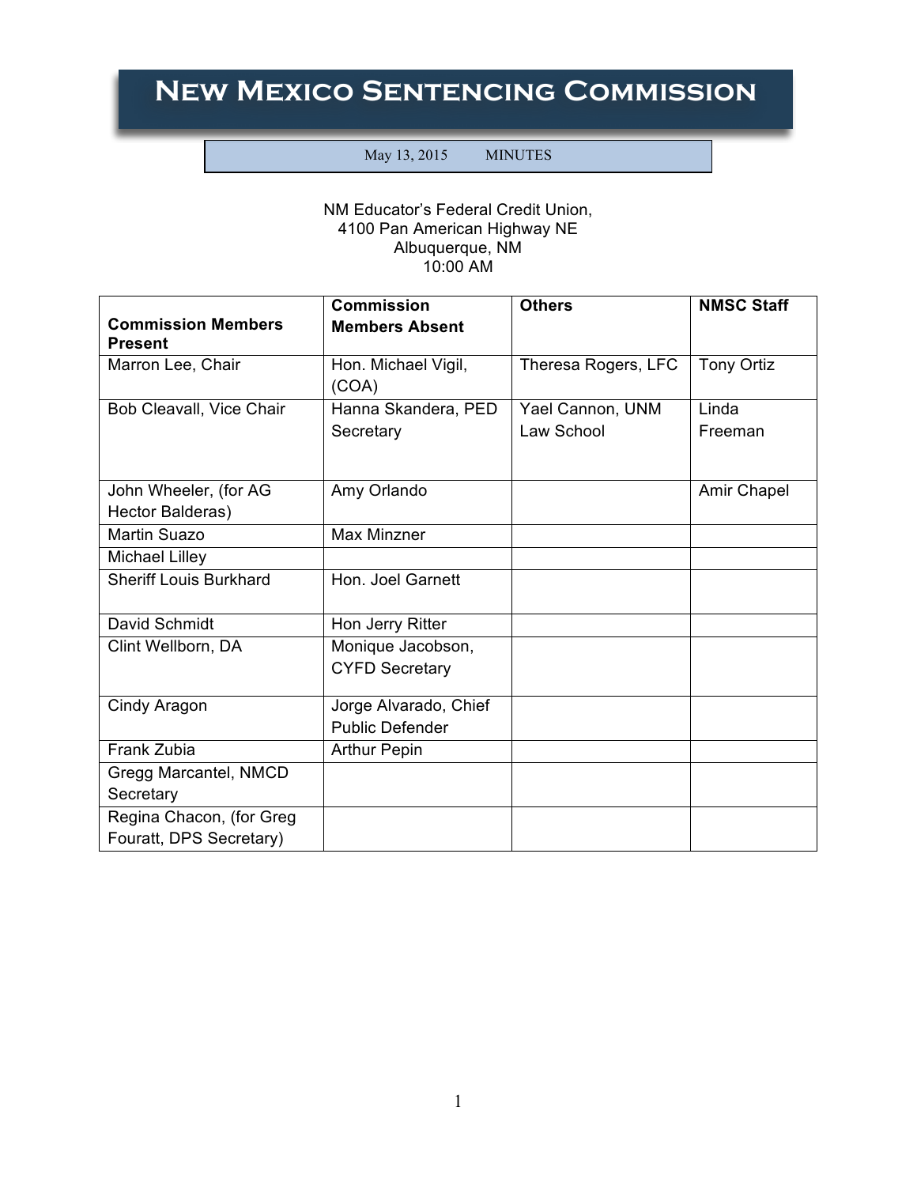# New Mexico Sentencing Commission

May 13, 2015 MINUTES

NM Educator's Federal Credit Union,
4100 Pan American Highway NE
Albuquerque, NM
10:00 AM

| Commission Members Present | Commission Members Absent | Others | NMSC Staff |
|---|---|---|---|
| Marron Lee, Chair | Hon. Michael Vigil, (COA) | Theresa Rogers, LFC | Tony Ortiz |
| Bob Cleavall, Vice Chair | Hanna Skandera, PED Secretary | Yael Cannon, UNM Law School | Linda Freeman |
| John Wheeler, (for AG Hector Balderas) | Amy Orlando | | Amir Chapel |
| Martin Suazo | Max Minzner | | |
| Michael Lilley | | | |
| Sheriff Louis Burkhard | Hon. Joel Garnett | | |
| David Schmidt | Hon Jerry Ritter | | |
| Clint Wellborn, DA | Monique Jacobson, CYFD Secretary | | |
| Cindy Aragon | Jorge Alvarado, Chief Public Defender | | |
| Frank Zubia | Arthur Pepin | | |
| Gregg Marcantel, NMCD Secretary | | | |
| Regina Chacon, (for Greg Fouratt, DPS Secretary) | | | |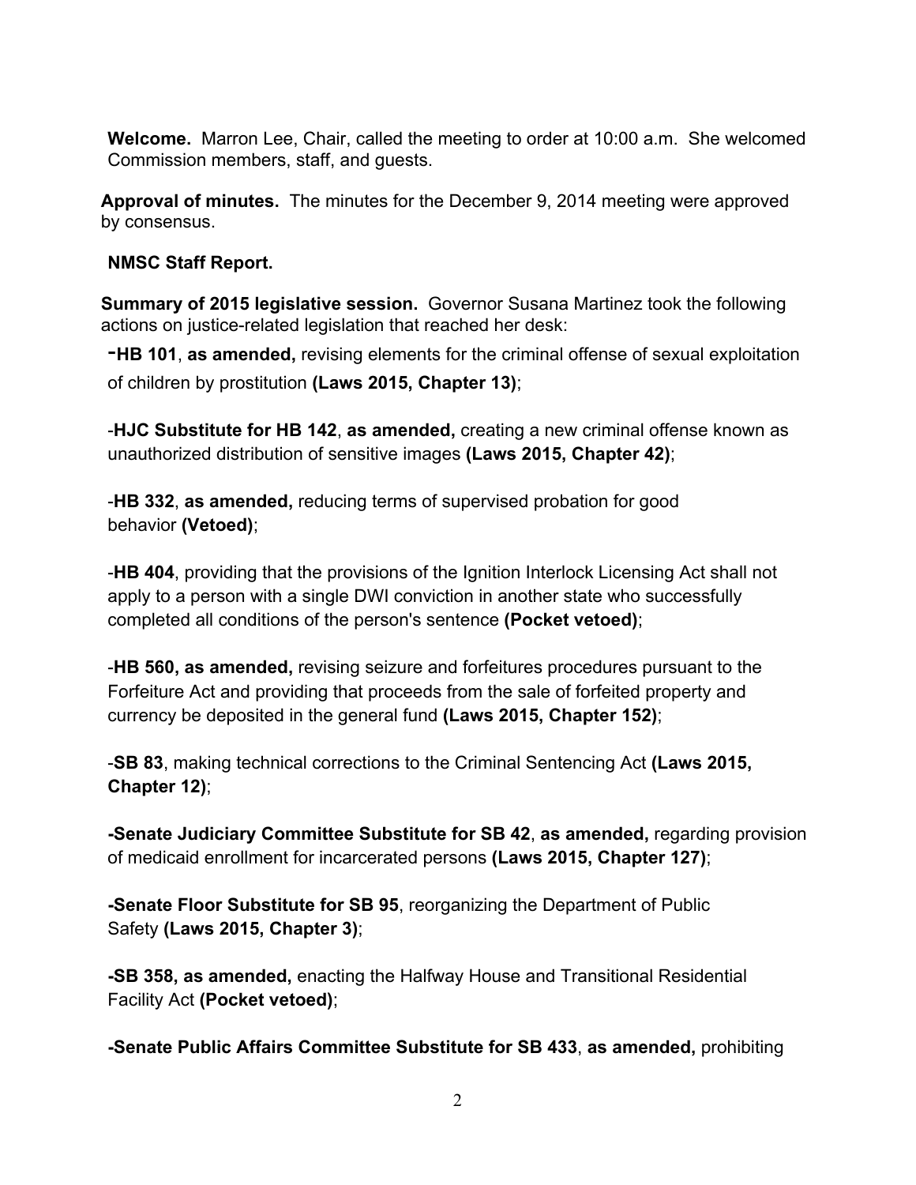**Welcome.** Marron Lee, Chair, called the meeting to order at 10:00 a.m. She welcomed Commission members, staff, and guests.

**Approval of minutes.** The minutes for the December 9, 2014 meeting were approved by consensus.

**NMSC Staff Report.**

**Summary of 2015 legislative session.** Governor Susana Martinez took the following actions on justice-related legislation that reached her desk:

-**HB 101**, **as amended,** revising elements for the criminal offense of sexual exploitation of children by prostitution **(Laws 2015, Chapter 13)**;

-**HJC Substitute for HB 142**, **as amended,** creating a new criminal offense known as unauthorized distribution of sensitive images **(Laws 2015, Chapter 42)**;

-**HB 332**, **as amended,** reducing terms of supervised probation for good behavior **(Vetoed)**;

-**HB 404**, providing that the provisions of the Ignition Interlock Licensing Act shall not apply to a person with a single DWI conviction in another state who successfully completed all conditions of the person's sentence **(Pocket vetoed)**;

-**HB 560, as amended,** revising seizure and forfeitures procedures pursuant to the Forfeiture Act and providing that proceeds from the sale of forfeited property and currency be deposited in the general fund **(Laws 2015, Chapter 152)**;

-**SB 83**, making technical corrections to the Criminal Sentencing Act **(Laws 2015, Chapter 12)**;

**-Senate Judiciary Committee Substitute for SB 42**, **as amended,** regarding provision of medicaid enrollment for incarcerated persons **(Laws 2015, Chapter 127)**;

**-Senate Floor Substitute for SB 95**, reorganizing the Department of Public Safety **(Laws 2015, Chapter 3)**;

**-SB 358, as amended,** enacting the Halfway House and Transitional Residential Facility Act **(Pocket vetoed)**;

**-Senate Public Affairs Committee Substitute for SB 433**, **as amended,** prohibiting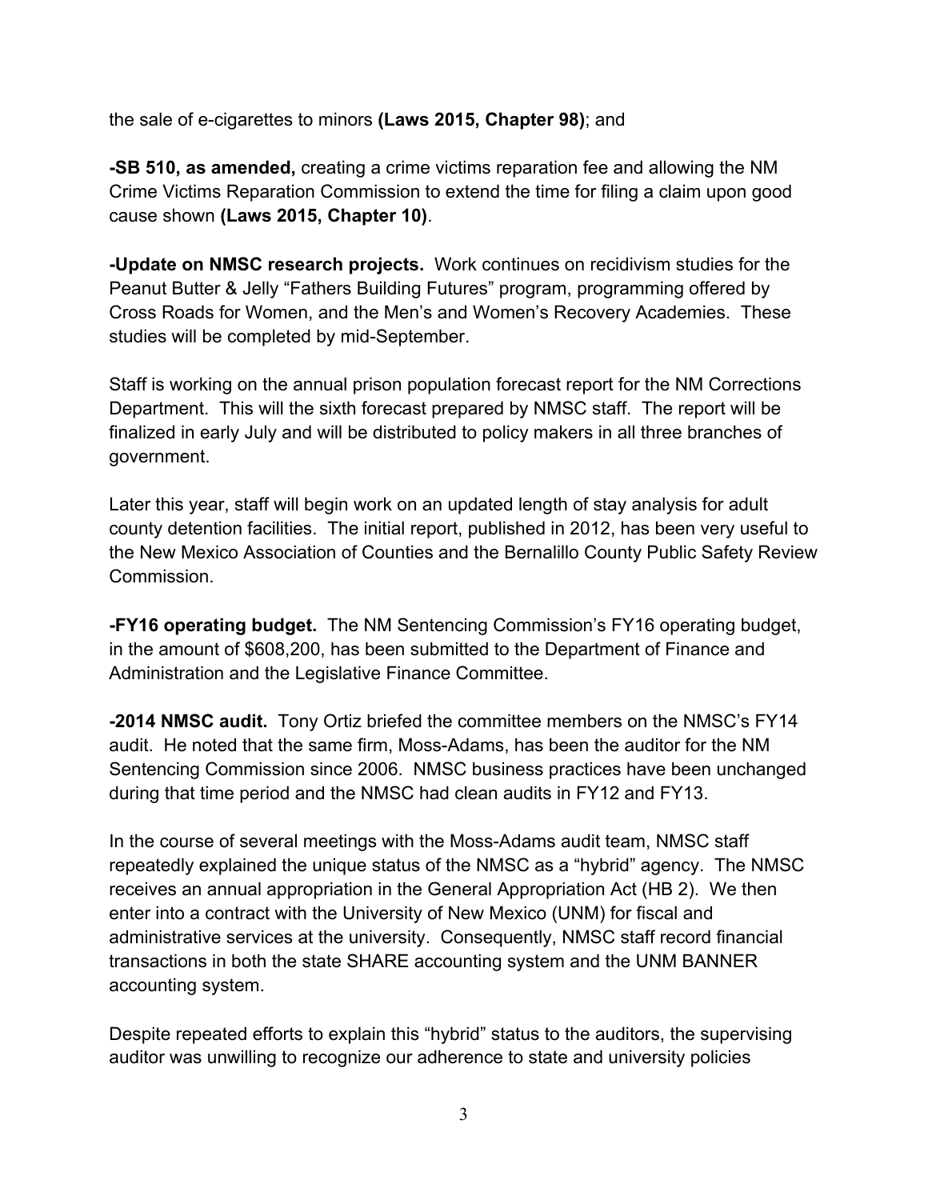the sale of e-cigarettes to minors **(Laws 2015, Chapter 98)**; and

**-SB 510, as amended,** creating a crime victims reparation fee and allowing the NM Crime Victims Reparation Commission to extend the time for filing a claim upon good cause shown **(Laws 2015, Chapter 10)**.

**-Update on NMSC research projects.** Work continues on recidivism studies for the Peanut Butter & Jelly "Fathers Building Futures" program, programming offered by Cross Roads for Women, and the Men's and Women's Recovery Academies. These studies will be completed by mid-September.

Staff is working on the annual prison population forecast report for the NM Corrections Department. This will the sixth forecast prepared by NMSC staff. The report will be finalized in early July and will be distributed to policy makers in all three branches of government.

Later this year, staff will begin work on an updated length of stay analysis for adult county detention facilities. The initial report, published in 2012, has been very useful to the New Mexico Association of Counties and the Bernalillo County Public Safety Review Commission.

**-FY16 operating budget.** The NM Sentencing Commission's FY16 operating budget, in the amount of $608,200, has been submitted to the Department of Finance and Administration and the Legislative Finance Committee.

**-2014 NMSC audit.** Tony Ortiz briefed the committee members on the NMSC's FY14 audit. He noted that the same firm, Moss-Adams, has been the auditor for the NM Sentencing Commission since 2006. NMSC business practices have been unchanged during that time period and the NMSC had clean audits in FY12 and FY13.

In the course of several meetings with the Moss-Adams audit team, NMSC staff repeatedly explained the unique status of the NMSC as a "hybrid" agency. The NMSC receives an annual appropriation in the General Appropriation Act (HB 2). We then enter into a contract with the University of New Mexico (UNM) for fiscal and administrative services at the university. Consequently, NMSC staff record financial transactions in both the state SHARE accounting system and the UNM BANNER accounting system.

Despite repeated efforts to explain this "hybrid" status to the auditors, the supervising auditor was unwilling to recognize our adherence to state and university policies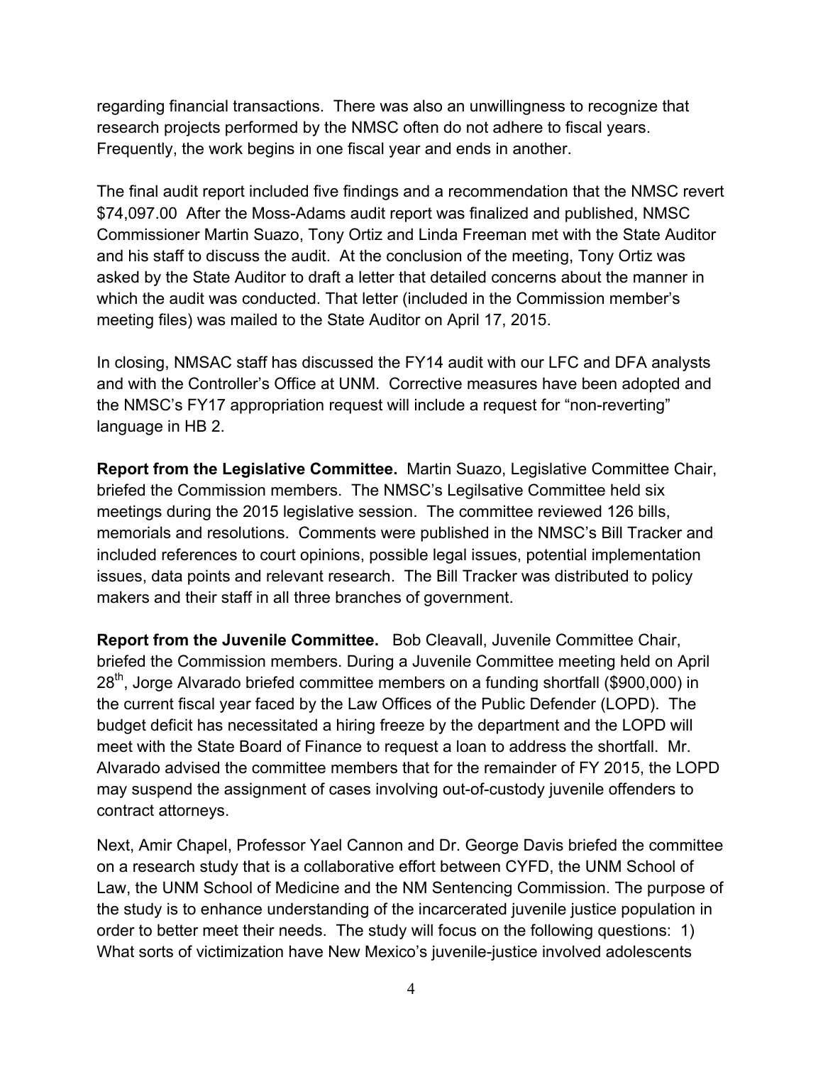regarding financial transactions. There was also an unwillingness to recognize that research projects performed by the NMSC often do not adhere to fiscal years. Frequently, the work begins in one fiscal year and ends in another.

The final audit report included five findings and a recommendation that the NMSC revert $74,097.00 After the Moss-Adams audit report was finalized and published, NMSC Commissioner Martin Suazo, Tony Ortiz and Linda Freeman met with the State Auditor and his staff to discuss the audit. At the conclusion of the meeting, Tony Ortiz was asked by the State Auditor to draft a letter that detailed concerns about the manner in which the audit was conducted. That letter (included in the Commission member's meeting files) was mailed to the State Auditor on April 17, 2015.

In closing, NMSAC staff has discussed the FY14 audit with our LFC and DFA analysts and with the Controller's Office at UNM. Corrective measures have been adopted and the NMSC's FY17 appropriation request will include a request for "non-reverting" language in HB 2.

**Report from the Legislative Committee.** Martin Suazo, Legislative Committee Chair, briefed the Commission members. The NMSC's Legilsative Committee held six meetings during the 2015 legislative session. The committee reviewed 126 bills, memorials and resolutions. Comments were published in the NMSC's Bill Tracker and included references to court opinions, possible legal issues, potential implementation issues, data points and relevant research. The Bill Tracker was distributed to policy makers and their staff in all three branches of government.

**Report from the Juvenile Committee.** Bob Cleavall, Juvenile Committee Chair, briefed the Commission members. During a Juvenile Committee meeting held on April 28th, Jorge Alvarado briefed committee members on a funding shortfall ($900,000) in the current fiscal year faced by the Law Offices of the Public Defender (LOPD). The budget deficit has necessitated a hiring freeze by the department and the LOPD will meet with the State Board of Finance to request a loan to address the shortfall. Mr. Alvarado advised the committee members that for the remainder of FY 2015, the LOPD may suspend the assignment of cases involving out-of-custody juvenile offenders to contract attorneys.

Next, Amir Chapel, Professor Yael Cannon and Dr. George Davis briefed the committee on a research study that is a collaborative effort between CYFD, the UNM School of Law, the UNM School of Medicine and the NM Sentencing Commission. The purpose of the study is to enhance understanding of the incarcerated juvenile justice population in order to better meet their needs. The study will focus on the following questions: 1) What sorts of victimization have New Mexico's juvenile-justice involved adolescents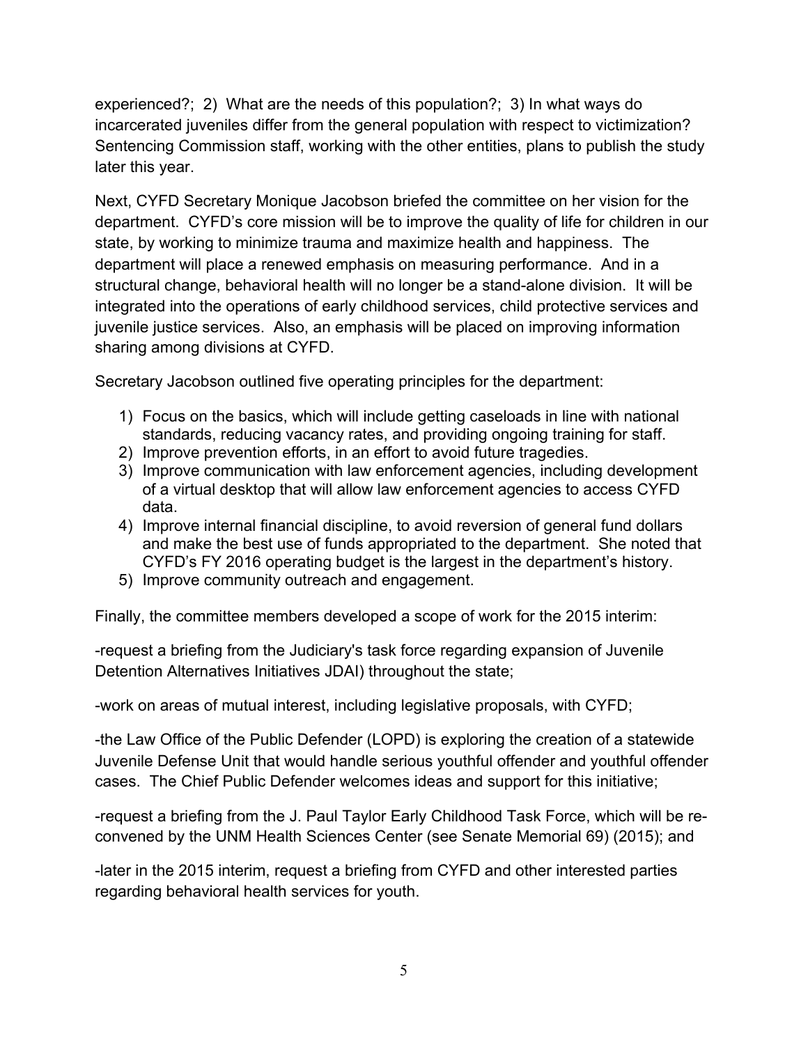experienced?; 2) What are the needs of this population?; 3) In what ways do incarcerated juveniles differ from the general population with respect to victimization? Sentencing Commission staff, working with the other entities, plans to publish the study later this year.

Next, CYFD Secretary Monique Jacobson briefed the committee on her vision for the department. CYFD's core mission will be to improve the quality of life for children in our state, by working to minimize trauma and maximize health and happiness. The department will place a renewed emphasis on measuring performance. And in a structural change, behavioral health will no longer be a stand-alone division. It will be integrated into the operations of early childhood services, child protective services and juvenile justice services. Also, an emphasis will be placed on improving information sharing among divisions at CYFD.

Secretary Jacobson outlined five operating principles for the department:

1) Focus on the basics, which will include getting caseloads in line with national standards, reducing vacancy rates, and providing ongoing training for staff.
2) Improve prevention efforts, in an effort to avoid future tragedies.
3) Improve communication with law enforcement agencies, including development of a virtual desktop that will allow law enforcement agencies to access CYFD data.
4) Improve internal financial discipline, to avoid reversion of general fund dollars and make the best use of funds appropriated to the department. She noted that CYFD's FY 2016 operating budget is the largest in the department's history.
5) Improve community outreach and engagement.

Finally, the committee members developed a scope of work for the 2015 interim:

-request a briefing from the Judiciary's task force regarding expansion of Juvenile Detention Alternatives Initiatives JDAI) throughout the state;

-work on areas of mutual interest, including legislative proposals, with CYFD;

-the Law Office of the Public Defender (LOPD) is exploring the creation of a statewide Juvenile Defense Unit that would handle serious youthful offender and youthful offender cases. The Chief Public Defender welcomes ideas and support for this initiative;

-request a briefing from the J. Paul Taylor Early Childhood Task Force, which will be re-convened by the UNM Health Sciences Center (see Senate Memorial 69) (2015); and

-later in the 2015 interim, request a briefing from CYFD and other interested parties regarding behavioral health services for youth.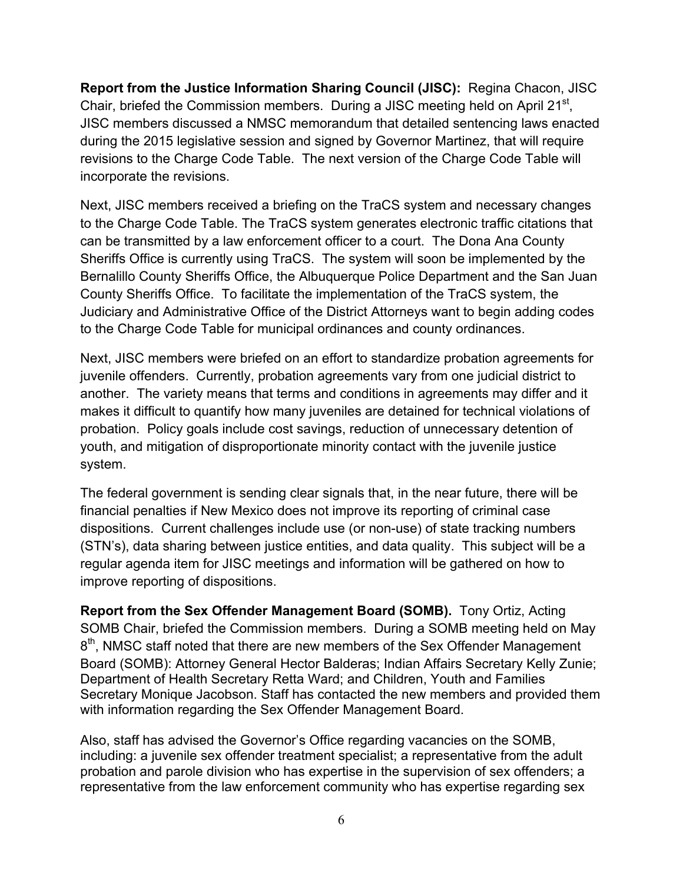**Report from the Justice Information Sharing Council (JISC):** Regina Chacon, JISC Chair, briefed the Commission members. During a JISC meeting held on April 21st, JISC members discussed a NMSC memorandum that detailed sentencing laws enacted during the 2015 legislative session and signed by Governor Martinez, that will require revisions to the Charge Code Table. The next version of the Charge Code Table will incorporate the revisions.

Next, JISC members received a briefing on the TraCS system and necessary changes to the Charge Code Table. The TraCS system generates electronic traffic citations that can be transmitted by a law enforcement officer to a court. The Dona Ana County Sheriffs Office is currently using TraCS. The system will soon be implemented by the Bernalillo County Sheriffs Office, the Albuquerque Police Department and the San Juan County Sheriffs Office. To facilitate the implementation of the TraCS system, the Judiciary and Administrative Office of the District Attorneys want to begin adding codes to the Charge Code Table for municipal ordinances and county ordinances.

Next, JISC members were briefed on an effort to standardize probation agreements for juvenile offenders. Currently, probation agreements vary from one judicial district to another. The variety means that terms and conditions in agreements may differ and it makes it difficult to quantify how many juveniles are detained for technical violations of probation. Policy goals include cost savings, reduction of unnecessary detention of youth, and mitigation of disproportionate minority contact with the juvenile justice system.

The federal government is sending clear signals that, in the near future, there will be financial penalties if New Mexico does not improve its reporting of criminal case dispositions. Current challenges include use (or non-use) of state tracking numbers (STN's), data sharing between justice entities, and data quality. This subject will be a regular agenda item for JISC meetings and information will be gathered on how to improve reporting of dispositions.

**Report from the Sex Offender Management Board (SOMB).** Tony Ortiz, Acting SOMB Chair, briefed the Commission members. During a SOMB meeting held on May 8th, NMSC staff noted that there are new members of the Sex Offender Management Board (SOMB): Attorney General Hector Balderas; Indian Affairs Secretary Kelly Zunie; Department of Health Secretary Retta Ward; and Children, Youth and Families Secretary Monique Jacobson. Staff has contacted the new members and provided them with information regarding the Sex Offender Management Board.

Also, staff has advised the Governor's Office regarding vacancies on the SOMB, including: a juvenile sex offender treatment specialist; a representative from the adult probation and parole division who has expertise in the supervision of sex offenders; a representative from the law enforcement community who has expertise regarding sex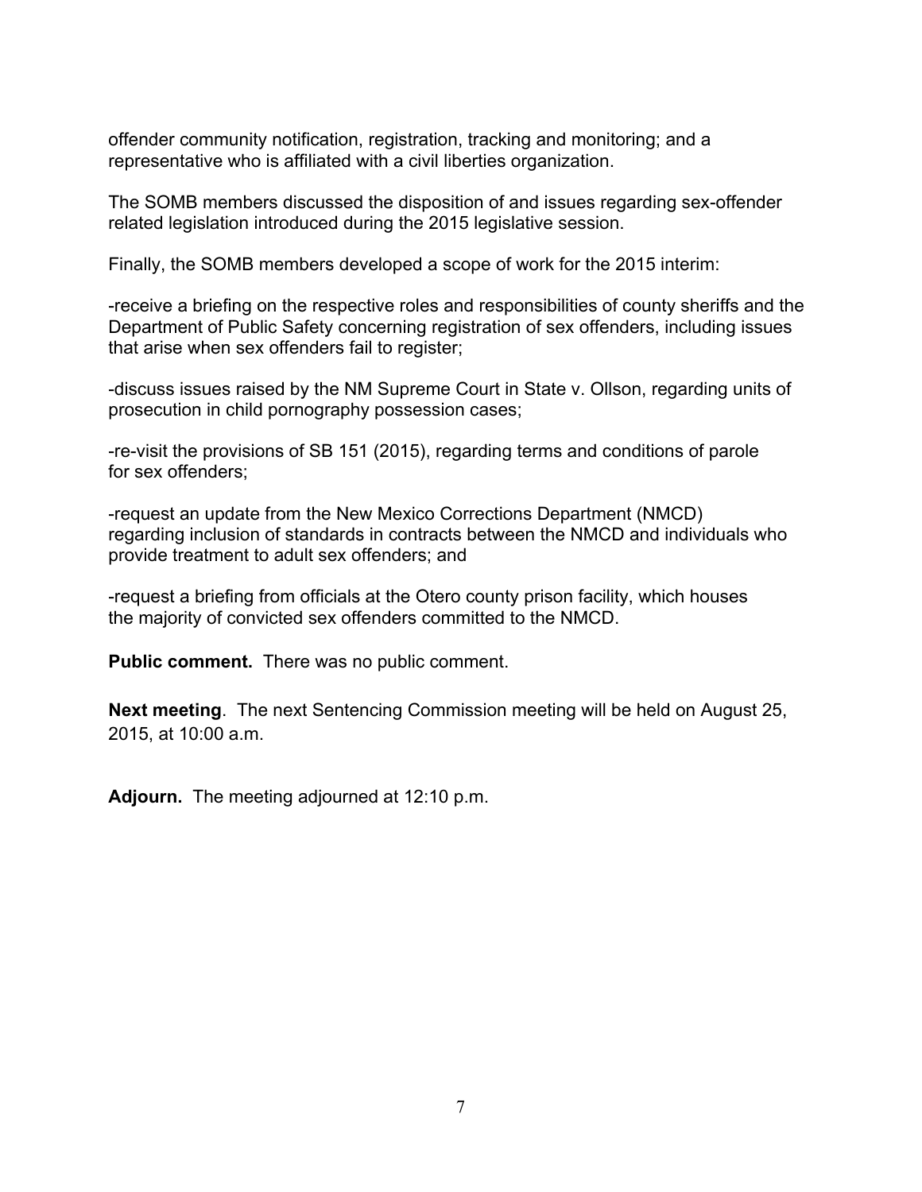offender community notification, registration, tracking and monitoring; and a representative who is affiliated with a civil liberties organization.

The SOMB members discussed the disposition of and issues regarding sex-offender related legislation introduced during the 2015 legislative session.

Finally, the SOMB members developed a scope of work for the 2015 interim:

-receive a briefing on the respective roles and responsibilities of county sheriffs and the Department of Public Safety concerning registration of sex offenders, including issues that arise when sex offenders fail to register;

-discuss issues raised by the NM Supreme Court in State v. Ollson, regarding units of prosecution in child pornography possession cases;

-re-visit the provisions of SB 151 (2015), regarding terms and conditions of parole for sex offenders;

-request an update from the New Mexico Corrections Department (NMCD) regarding inclusion of standards in contracts between the NMCD and individuals who provide treatment to adult sex offenders; and

-request a briefing from officials at the Otero county prison facility, which houses the majority of convicted sex offenders committed to the NMCD.

**Public comment.** There was no public comment.

**Next meeting**. The next Sentencing Commission meeting will be held on August 25, 2015, at 10:00 a.m.

**Adjourn.** The meeting adjourned at 12:10 p.m.